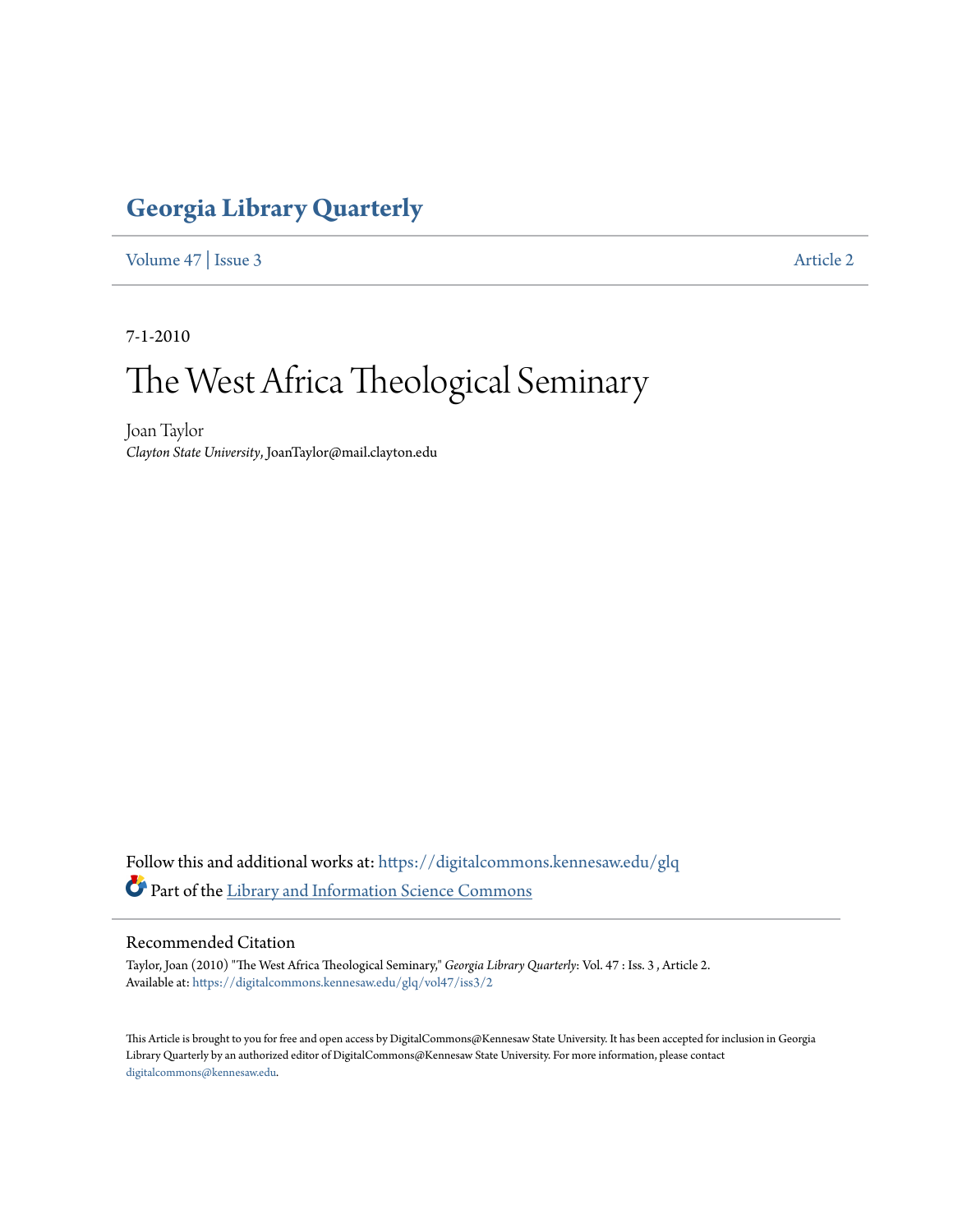# Georgia Library Quarterly

Volume 47 | Issue 3 Article 2

7-1-2010

# The West Africa Theological Seminary

Joan Taylor
*Clayton State University*, JoanTaylor@mail.clayton.edu

Follow this and additional works at: https://digitalcommons.kennesaw.edu/glq

Part of the Library and Information Science Commons

## Recommended Citation

Taylor, Joan (2010) "The West Africa Theological Seminary," *Georgia Library Quarterly*: Vol. 47 : Iss. 3 , Article 2.
Available at: https://digitalcommons.kennesaw.edu/glq/vol47/iss3/2

This Article is brought to you for free and open access by DigitalCommons@Kennesaw State University. It has been accepted for inclusion in Georgia Library Quarterly by an authorized editor of DigitalCommons@Kennesaw State University. For more information, please contact digitalcommons@kennesaw.edu.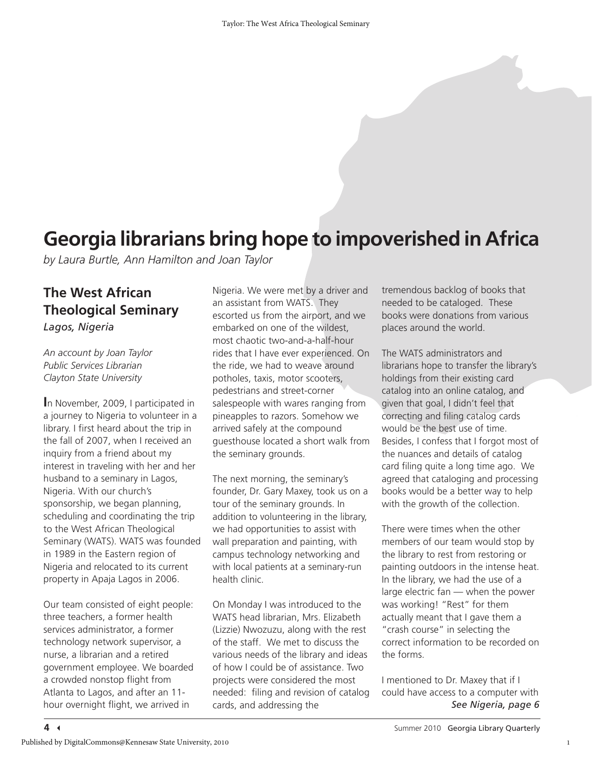# Georgia librarians bring hope to impoverished in Africa

*by Laura Burtle, Ann Hamilton and Joan Taylor*

## The West African Theological Seminary

*Lagos, Nigeria*

*An account by Joan Taylor*
*Public Services Librarian*
*Clayton State University*

In November, 2009, I participated in a journey to Nigeria to volunteer in a library. I first heard about the trip in the fall of 2007, when I received an inquiry from a friend about my interest in traveling with her and her husband to a seminary in Lagos, Nigeria. With our church's sponsorship, we began planning, scheduling and coordinating the trip to the West African Theological Seminary (WATS). WATS was founded in 1989 in the Eastern region of Nigeria and relocated to its current property in Apaja Lagos in 2006.

Our team consisted of eight people: three teachers, a former health services administrator, a former technology network supervisor, a nurse, a librarian and a retired government employee. We boarded a crowded nonstop flight from Atlanta to Lagos, and after an 11-hour overnight flight, we arrived in Nigeria. We were met by a driver and an assistant from WATS. They escorted us from the airport, and we embarked on one of the wildest, most chaotic two-and-a-half-hour rides that I have ever experienced. On the ride, we had to weave around potholes, taxis, motor scooters, pedestrians and street-corner salespeople with wares ranging from pineapples to razors. Somehow we arrived safely at the compound guesthouse located a short walk from the seminary grounds.

The next morning, the seminary's founder, Dr. Gary Maxey, took us on a tour of the seminary grounds. In addition to volunteering in the library, we had opportunities to assist with wall preparation and painting, with campus technology networking and with local patients at a seminary-run health clinic.

On Monday I was introduced to the WATS head librarian, Mrs. Elizabeth (Lizzie) Nwozuzu, along with the rest of the staff. We met to discuss the various needs of the library and ideas of how I could be of assistance. Two projects were considered the most needed: filing and revision of catalog cards, and addressing the tremendous backlog of books that needed to be cataloged. These books were donations from various places around the world.

The WATS administrators and librarians hope to transfer the library's holdings from their existing card catalog into an online catalog, and given that goal, I didn't feel that correcting and filing catalog cards would be the best use of time. Besides, I confess that I forgot most of the nuances and details of catalog card filing quite a long time ago. We agreed that cataloging and processing books would be a better way to help with the growth of the collection.

There were times when the other members of our team would stop by the library to rest from restoring or painting outdoors in the intense heat. In the library, we had the use of a large electric fan — when the power was working! "Rest" for them actually meant that I gave them a "crash course" in selecting the correct information to be recorded on the forms.

I mentioned to Dr. Maxey that if I could have access to a computer with

*See Nigeria, page 6*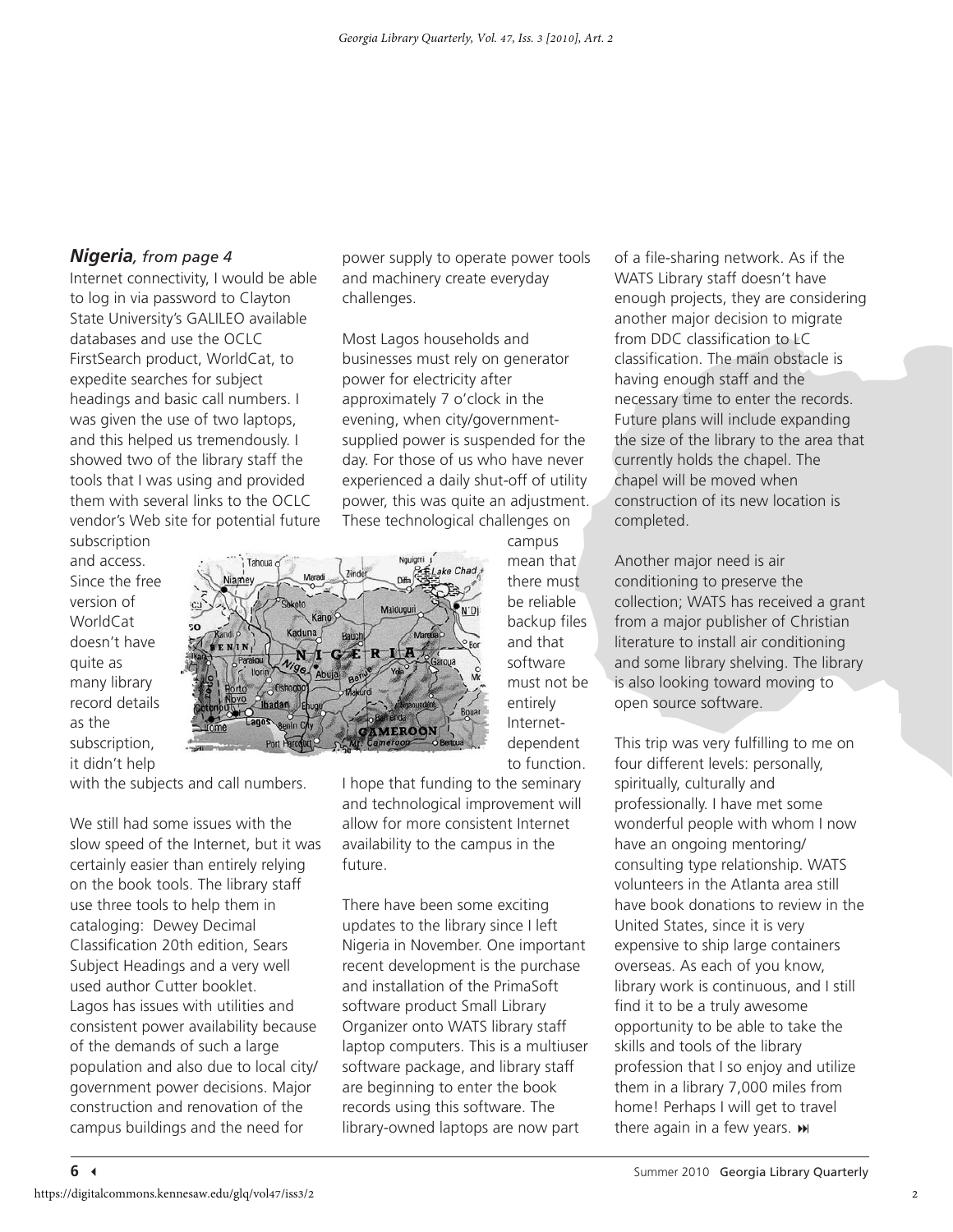***Nigeria**, from page 4*

Internet connectivity, I would be able to log in via password to Clayton State University's GALILEO available databases and use the OCLC FirstSearch product, WorldCat, to expedite searches for subject headings and basic call numbers. I was given the use of two laptops, and this helped us tremendously. I showed two of the library staff the tools that I was using and provided them with several links to the OCLC vendor's Web site for potential future subscription and access. Since the free version of WorldCat doesn't have quite as many library record details as the subscription, it didn't help with the subjects and call numbers.

We still had some issues with the slow speed of the Internet, but it was certainly easier than entirely relying on the book tools. The library staff use three tools to help them in cataloging: Dewey Decimal Classification 20th edition, Sears Subject Headings and a very well used author Cutter booklet.

Lagos has issues with utilities and consistent power availability because of the demands of such a large population and also due to local city/government power decisions. Major construction and renovation of the campus buildings and the need for power supply to operate power tools and machinery create everyday challenges.

Most Lagos households and businesses must rely on generator power for electricity after approximately 7 o'clock in the evening, when city/government-supplied power is suspended for the day. For those of us who have never experienced a daily shut-off of utility power, this was quite an adjustment. These technological challenges on campus mean that there must be reliable backup files and that software must not be entirely Internet-dependent to function. I hope that funding to the seminary and technological improvement will allow for more consistent Internet availability to the campus in the future.

There have been some exciting updates to the library since I left Nigeria in November. One important recent development is the purchase and installation of the PrimaSoft software product Small Library Organizer onto WATS library staff laptop computers. This is a multiuser software package, and library staff are beginning to enter the book records using this software. The library-owned laptops are now part of a file-sharing network. As if the WATS Library staff doesn't have enough projects, they are considering another major decision to migrate from DDC classification to LC classification. The main obstacle is having enough staff and the necessary time to enter the records. Future plans will include expanding the size of the library to the area that currently holds the chapel. The chapel will be moved when construction of its new location is completed.

Another major need is air conditioning to preserve the collection; WATS has received a grant from a major publisher of Christian literature to install air conditioning and some library shelving. The library is also looking toward moving to open source software.

This trip was very fulfilling to me on four different levels: personally, spiritually, culturally and professionally. I have met some wonderful people with whom I now have an ongoing mentoring/consulting type relationship. WATS volunteers in the Atlanta area still have book donations to review in the United States, since it is very expensive to ship large containers overseas. As each of you know, library work is continuous, and I still find it to be a truly awesome opportunity to be able to take the skills and tools of the library profession that I so enjoy and utilize them in a library 7,000 miles from home! Perhaps I will get to travel there again in a few years.